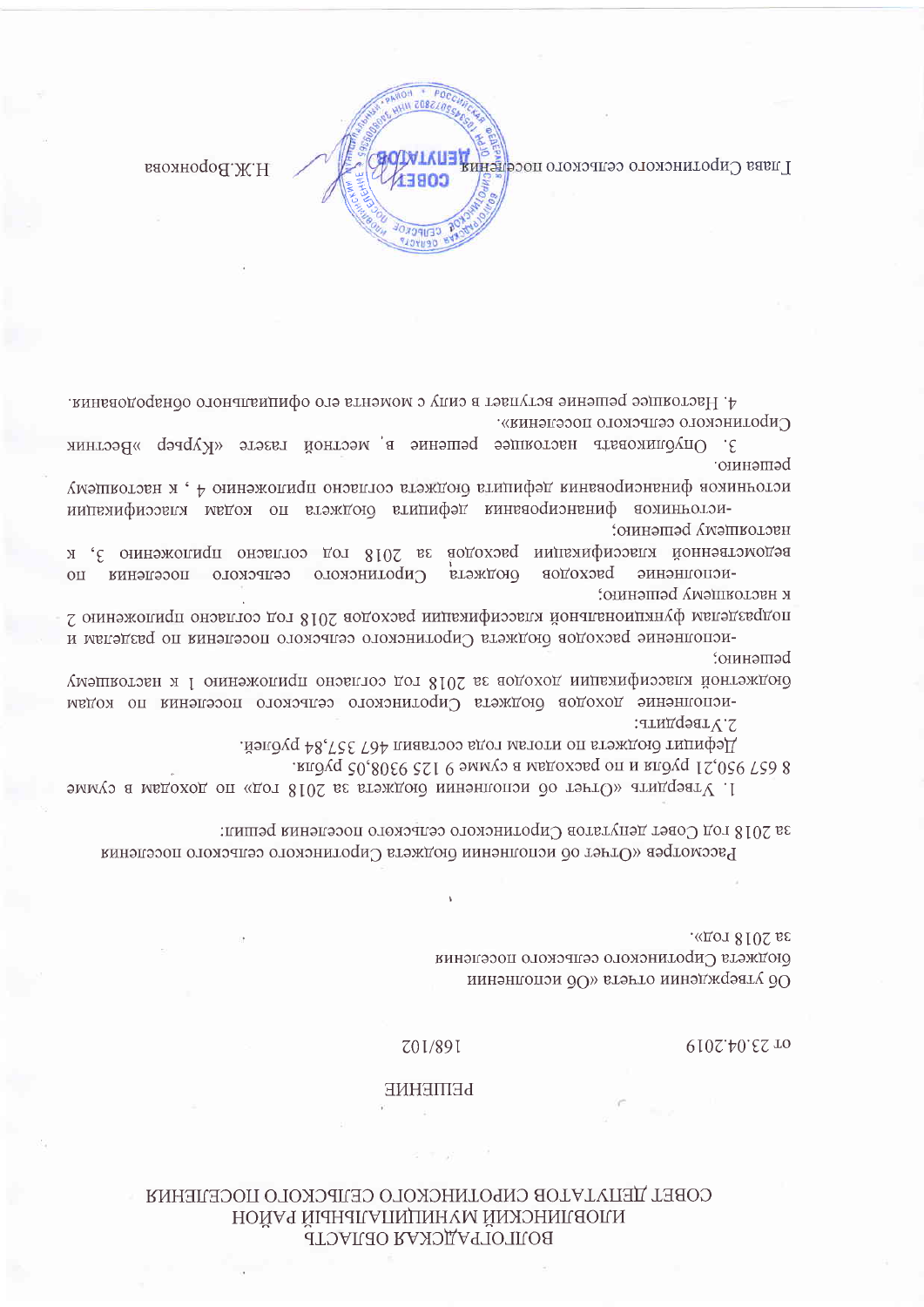ВОЛГОГРАДСКАЯ ОБЛАСТЬ
ИЛОВЛИНСКИЙ МУНИЦИПАЛЬНЫЙ РАЙОН
СОВЕТ ДЕПУТАТОВ СИРОТИНСКОГО СЕЛЬСКОГО ПОСЕЛЕНИЯ

# РЕШЕНИЕ

от 23.04.2019 168/102

Об утверждении отчета «Об исполнении бюджета Сиротинского сельского поселения за 2018 год».

Рассмотрев «Отчет об исполнении бюджета Сиротинского сельского поселения за 2018 год Совет депутатов Сиротинского сельского поселения решил:

1. Утвердить «Отчет об исполнении бюджета за 2018 год» по доходам в сумме 8 657 950,21 рубля и по расходам в сумме 9 125 9308,05 рубля.
Дефицит бюджета по итогам года составил 467 357,84 рублей.

2. Утвердить:
-исполнение доходов бюджета Сиротинского сельского поселения по кодам бюджетной классификации доходов за 2018 год согласно приложению 1 к настоящему решению;
-исполнение расходов бюджета Сиротинского сельского поселения по разделам и подразделам функциональной классификации расходов 2018 год согласно приложению 2 к настоящему решению;
-исполнение расходов бюджета Сиротинского сельского поселения по ведомственной классификации расходов за 2018 год согласно приложению 3, к настоящему решению;
-источников финансирования дефицита бюджета по кодам классификации источников финансирования дефицита бюджета согласно приложению 4 , к настоящему решению.

3. Опубликовать настоящее решение в местной газете «Курьер »Вестник Сиротинского сельского поселения».

4. Настоящее решение вступает в силу с момента его официального обнародования.

Глава Сиротинского сельского поселения Н.Ж.Воронкова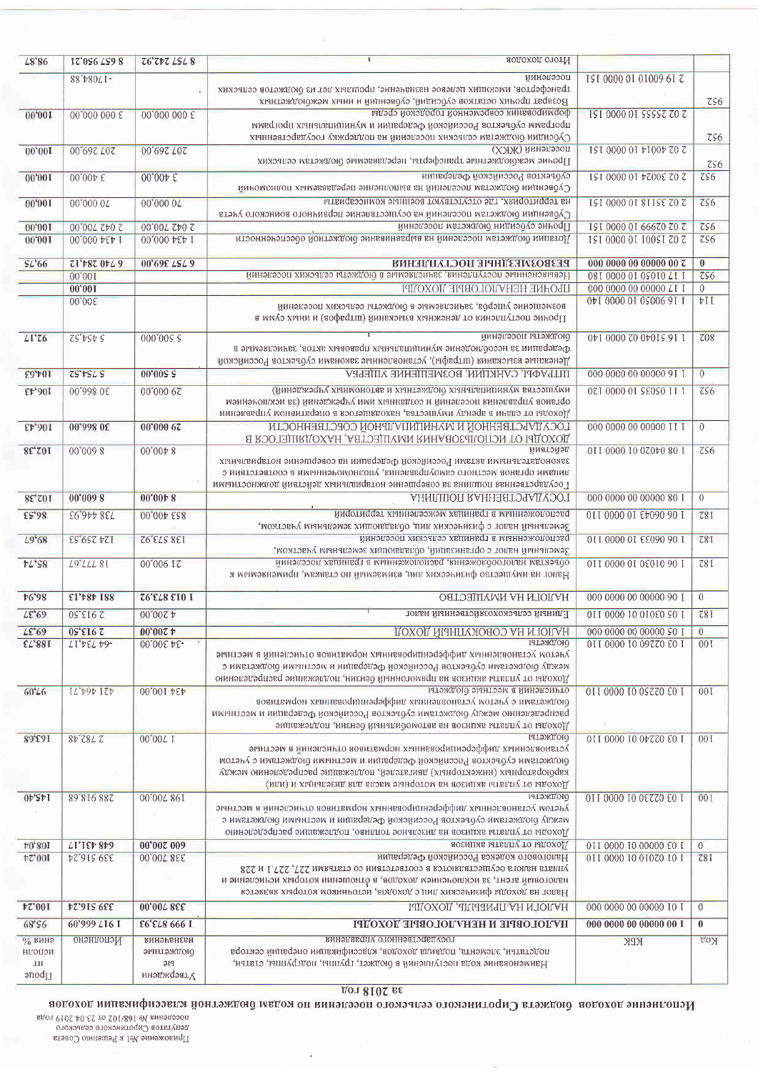Приложение №1 к Решению Совета депутатов Сиротинского сельского поселения № 168/102 от 23.04.2019 года

## Исполнение доходов бюджета Сиротинского сельского поселения по кодам бюджетной классификации доходов за 2018 год

| Код | КБК | Наименование кода поступлений в бюджет, группы, подгруппы, статьи, подстатьи, элемента, подвида доходов, классификации операций сектора государственного управления | Утвержденные бюджетные назначения | Исполнено | Процент исполнения % |
|---|---|---|---|---|---|
| 0 | 1 00 00000 00 0000 000 | **НАЛОГОВЫЕ И НЕНАЛОГОВЫЕ ДОХОДЫ** | 1 999 873,63 | 1 917 666,09 | 95,89 |
| 0 | 1 01 00000 00 0000 000 | НАЛОГИ НА ПРИБЫЛЬ, ДОХОДЫ | 338 700,00 | 339 516,24 | 100,24 |
| 182 | 1 01 02010 01 0000 110 | Налог на доходы физических лиц с доходов, источником которых является налоговый агент, за исключением доходов, в отношении которых исчисление и уплата налога осуществляются в соответствии со статьями 227, 227.1 и 228 Налогового кодекса Российской Федерации | 338 700,00 | 339 516,24 | 100,24 |
| 0 | 1 03 00000 00 0000 110 | Доходы от уплаты акцизов | 600 200,00 | 649 131,17 | 108,04 |
| 100 | 1 03 02230 01 0000 110 | Доходы от уплаты акцизов на дизельное топливо, подлежащие распределению между бюджетами субъектов Российской Федерации и местными бюджетами с учетом установленных дифференцированных нормативов отчислений в местные бюджеты | 198 700,00 | 288 918,68 | 145,40 |
| 100 | 1 03 02240 01 0000 110 | Доходы от уплаты акцизов на моторные масла для дизельных и (или) карбюраторных (инжекторных) двигателей, подлежащие распределению между бюджетами субъектов Российской Федерации и местными бюджетами с учетом установленных дифференцированных нормативов отчислений в местные бюджеты | 1 700,00 | 2 782,48 | 163,68 |
| 100 | 1 03 02250 01 0000 110 | Доходы от уплаты акцизов на автомобильный бензин, подлежащие распределению между бюджетами субъектов Российской Федерации и местными бюджетами с учетом установленных дифференцированных нормативов отчислений в местные бюджеты | 434 100,00 | 421 464,71 | 97,09 |
| 100 | 1 03 02260 01 0000 110 | Доходы от уплаты акцизов на прямогонный бензин, подлежащие распределению между бюджетами субъектов Российской Федерации и местными бюджетами с учетом установленных дифференцированных нормативов отчислений в местные бюджеты | -34 300,00 | -64 034,71 | 188,73 |
| 0 | 1 05 00000 00 0000 000 | НАЛОГИ НА СОВОКУПНЫЙ ДОХОД | 4 200,00 | 2 913,50 | 69,37 |
| 182 | 1 05 03010 01 0000 110 | Единый сельскохозяйственный налог | 4 200,00 | 2 913,50 | 69,37 |
| 0 | 1 06 00000 00 0000 000 | НАЛОГИ НА ИМУЩЕСТВО | 1 013 873,92 | 881 484,13 | 86,94 |
| 182 | 1 06 01030 10 0000 110 | Налог на имущество физических лиц, взимаемый по ставкам, применяемым к объектам налогообложения, расположенным в границах сельских поселений | 21 900,00 | 18 777,61 | 85,74 |
| 182 | 1 06 06033 10 0000 110 | Земельный налог с организаций, обладающих земельным участком, расположенным в границах сельских поселений | 138 573,92 | 124 259,55 | 89,67 |
| 182 | 1 06 06043 10 0000 110 | Земельный налог с физических лиц, обладающих земельным участком, расположенным в границах межселенных территорий | 853 400,00 | 738 446,93 | 86,53 |
| 0 | 1 08 00000 00 0000 000 | ГОСУДАРСТВЕННАЯ ПОШЛИНА | 8 400,00 | 8 600,00 | 102,38 |
| 952 | 1 08 04020 01 0000 110 | Государственная пошлина за совершение нотариальных действий должностными лицами органов местного самоуправления, уполномоченными в соответствии с законодательными актами Российской Федерации на совершение нотариальных действий | 8 400,00 | 8 600,00 | 102,38 |
| 0 | 1 11 00000 00 0000 000 | ДОХОДЫ ОТ ИСПОЛЬЗОВАНИЯ ИМУЩЕСТВА, НАХОДЯЩЕГОСЯ В ГОСУДАРСТВЕННОЙ И МУНИЦИПАЛЬНОЙ СОБСТВЕННОСТИ | 29 000,00 | 30 866,00 | 106,43 |
| 952 | 1 11 05035 10 0000 120 | Доходы от сдачи в аренду имущества, находящегося в оперативном управлении органов управления сельских поселений и созданных ими учреждений (за исключением имущества муниципальных бюджетных и автономных учреждений) | 29 000,00 | 30 866,00 | 106,43 |
| 0 | 1 16 00000 00 0000 000 | ШТРАФЫ, САНКЦИИ, ВОЗМЕЩЕНИЕ УЩЕРБА | 5 500,00 | 5 754,52 | 104,63 |
| 808 | 1 16 51040 02 0000 140 | Денежные взыскания (штрафы), установленные законами субъектов Российской Федерации за несоблюдение муниципальных правовых актов, зачисляемые в бюджеты поселений | 5 500,00 | 5 454,52 | 99,17 |
| 114 | 1 16 90050 10 0000 140 | Прочие поступления от денежных взысканий (штрафов) и иных сумм в возмещение ущерба, зачисляемые в бюджеты сельских поселений | | 300,00 | |
| 0 | 1 17 00000 00 0000 000 | ПРОЧИЕ НЕНАЛОГОВЫЕ ДОХОДЫ | | 100,00 | |
| 952 | 1 17 01050 10 0000 180 | Невыясненные поступления, зачисляемые в бюджеты сельских поселений | | 100,00 | |
| 0 | 2 00 00000 00 0000 000 | **БЕЗВОЗМЕЗДНЫЕ ПОСТУПЛЕНИЯ** | 6 757 369,00 | 6 740 284,12 | 99,75 |
| 952 | 2 02 15001 10 0000 151 | Дотации бюджетам поселений на выравнивание бюджетной обеспеченности | 1 434 000,00 | 1 434 000,00 | 100,00 |
| 952 | 2 02 02999 10 0000 151 | Прочие субсидии бюджетам поселений | 2 042 700,00 | 2 042 700,00 | 100,00 |
| 952 | 2 02 35118 10 0000 151 | Субвенции бюджетам поселений на осуществление первичного воинского учета на территориях, где отсутствуют военные комиссариаты | 70 000,00 | 70 000,00 | 100,00 |
| 952 | 2 02 30024 10 0000 151 | Субвенции бюджетам поселений на выполнение передаваемых полномочий субъектов Российской Федерации | 3 400,00 | 3 400,00 | 100,00 |
| 952 | 2 02 40014 10 0000 151 | Прочие межбюджетные трансферты, передаваемые бюджетам сельских поселений (ЖКХ) | 207 269,00 | 207 269,00 | 100,00 |
| 952 | 2 02 25555 10 0000 151 | Субсидии бюджетам сельских поселений на поддержку государственных программ субъектов Российской Федерации и муниципальных программ формирования современной городской среды | 3 000 000,00 | 3 000 000,00 | 100,00 |
| 952 | 2 19 60010 10 0000 151 | Возврат прочих остатков субсидий, субвенций и иных межбюджетных трансфертов, имеющих целевое назначение, прошлых лет из бюджетов сельских поселений | | -17 084,88 | |
| | | Итого доходов | 8 757 242,92 | 8 657 950,21 | 98,87 |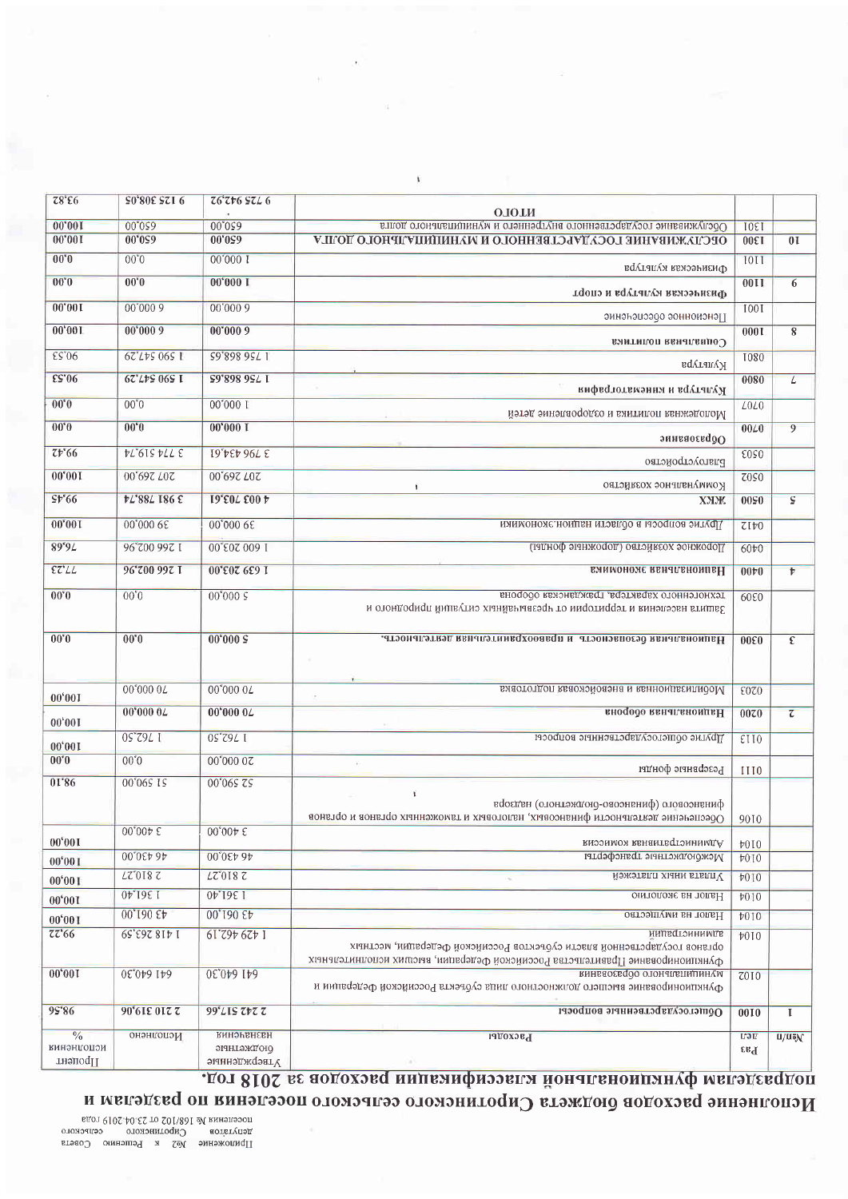Приложение №2 к Решению Совета депутатов Сиротинского сельского поселения № 168/102 от 23.04.2019 года

# Исполнение расходов бюджета Сиротинского сельского поселения по разделам и подразделам функциональной классификации расходов за 2018 год.

| №п/п | Раз дел | Расходы | Утвержденные бюджетные назначения | Исполнено | Процент исполнения % |
|---|---|---|---|---|---|
| 1 | 0100 | Общегосударственные вопросы | 2 242 517,46 | 2 210 319,06 | 98,56 |
| | 0102 | Функционирование высшего должностного лица субъекта Российской Федерации и муниципального образования | 641 640,30 | 641 640,30 | 100,00 |
| | 0104 | Функционирование Правительства Российской Федерации, высших исполнительных органов государственной власти субъектов Российской Федерации, местных администраций | 1 429 462,19 | 1 418 263,59 | 99,22 |
| | 0104 | Налог на имущество | 43 061,00 | 43 061,00 | 100,00 |
| | 0104 | Налог на экологию | 1 361,40 | 1 361,40 | 100,00 |
| | 0104 | Уплата иных платежей | 2 810,27 | 2 810,27 | 100,00 |
| | 0104 | Межбюджетные трансферты | 46 430,00 | 46 430,00 | 100,00 |
| | 0104 | Административная комиссия | 3 400,00 | 3 400,00 | 100,00 |
| | 0106 | Обеспечение деятельности финансовых, налоговых и таможенных органов и органов финансового (финансово-бюджетного) надзора | 52 590,00 | 51 590,00 | 98,10 |
| | 0111 | Резервные фонды | 20 000,00 | 0,0 | 0,0 |
| | 0113 | Другие общегосударственные вопросы | 1 762,50 | 1 762,50 | 100,00 |
| 2 | 0200 | Национальная оборона | 70 000,00 | 70 000,00 | 100,00 |
| | 0203 | Мобилизационная и вневойсковая подготовка | 70 000,00 | 70 000,00 | 100,00 |
| 3 | 0300 | Национальная безопасность и правоохранительная деятельность. | 5 000,00 | 0,0 | 0,0 |
| | 0309 | Защита населения и территории от чрезвычайных ситуаций природного и техногенного характера, гражданская оборона | 5 000,00 | 0,0 | 0,0 |
| 4 | 0400 | Национальная экономика | 1 639 202,00 | 1 266 002,96 | 77,23 |
| | 0409 | Дорожное хозяйство (дорожные фонды) | 1 600 202,00 | 1 266 002,96 | 79,68 |
| | 0412 | Другие вопросы в области национ.экономики | 39 000,00 | 39 000,00 | 100,00 |
| 5 | 0500 | ЖКХ | 4 003 704,61 | 3 981 788,74 | 99,45 |
| | 0502 | Коммунальное хозяйство | 207 269,00 | 207 269,00 | 100,00 |
| | 0503 | Благоустройство | 3 796 434,61 | 3 774 519,74 | 99,42 |
| 6 | 0700 | Образование | 1 000,00 | 0,0 | 0,0 |
| | 0707 | Молодежная политика и оздоровление детей | 1 000,00 | 0,0 | 0,0 |
| 7 | 0800 | Культура и кинематография | 1 756 868,65 | 1 590 547,29 | 90,53 |
| | 0801 | Культура | 1 756 868,65 | 1 590 547,29 | 90,53 |
| 8 | 1000 | Социальная политика | 6 000,00 | 6 000,00 | 100,00 |
| | 1001 | Пенсионное обеспечение | 6 000,00 | 6 000,00 | 100,00 |
| 9 | 1100 | Физическая культура и спорт | 1 000,00 | 0,0 | 0,0 |
| | 1101 | Физическая культура | 1 000,00 | 0,0 | 0,0 |
| 10 | 1300 | ОБСЛУЖИВАНИЕ ГОСУДАРСТВЕННОГО И МУНИЦИПАЛЬНОГО ДОЛГА | 650,00 | 650,00 | 100,00 |
| | 1301 | Обслуживание государственного внутреннего и муниципального долга | 650,00 | 650,00 | 100,00 |
| | | ИТОГО | 9 725 942,72 | 9 125 308,05 | 93,82 |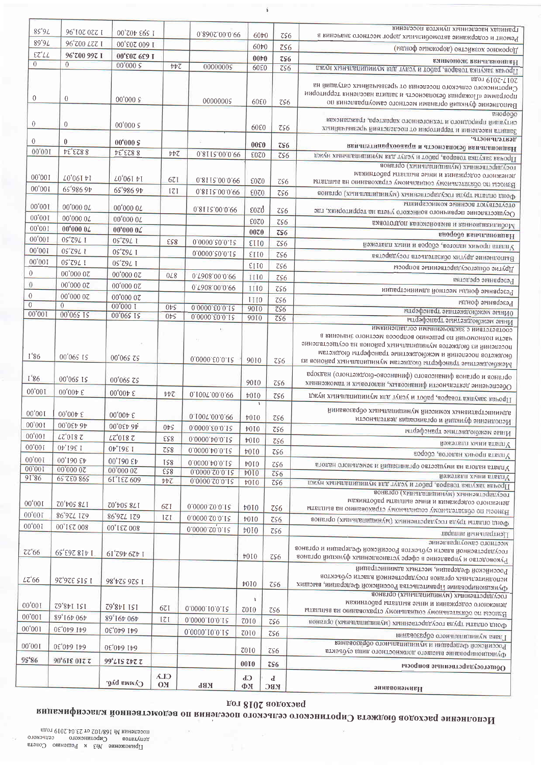Приложение №3 к Решению Совета депутатов Сиротинского сельского поселения № 168/102 от 23.04.2019 года

# Исполнение расходов бюджета Сиротинского сельского поселения по ведомственной классификации расходов 2018 год

| Наименование | КВСР | КФСР | КВР | КОСГУ | Сумма руб. | | |
|---|---|---|---|---|---|---|---|
| Общегосударственные вопросы | 952 | 0100 | | | 2 242 517,99 | 2 210 319,06 | 98,56 |
| Функционирование высшего должностного лица субъекта Российской Федерации и муниципального образования | 952 | 0102 | | | 641 640,30 | 641 640,30 | 100,00 |
| Глава муниципального образования | 952 | 0102 | 51.0.01.00000 | | 641 640,30 | 641 640,30 | 100,00 |
| Фонд оплаты труда государственных (муниципальных) органов | 952 | 0102 | 51.0.01.00000 | 121 | 490 491,68 | 490 491,68 | 100,00 |
| Взносы по обязательному социальному страхованию на выплаты денежного содержания и иные выплаты работникам государственных (муниципальных) органов | 952 | 0102 | 51.0.01.00000 | 129 | 151 148,62 | 151 148,62 | 100,00 |
| Функционирование Правительства Российской Федерации, высших исполнительных органов государственной власти субъектов Российской Федерации, местных администраций | 952 | 0104 | | | 1 526 524,86 | 1 515 326,26 | 99,27 |
| Руководство и управление в сфере установленных функций органов государственной власти субъектов Российской Федерации и органов местного самоуправления | 952 | 0104 | | | 1 429 462,19 | 1 418 263,59 | 99,22 |
| Центральный аппарат | 952 | 0104 | 51.0.02.00000 | | 808 231,00 | 808 231,00 | 100,00 |
| Фонд оплаты труда государственных (муниципальных) органов | 952 | 0104 | 51.0.02.00000 | 121 | 621 726,98 | 621 726,98 | 100,00 |
| Взносы по обязательному социальному страхованию на выплаты денежного содержания и иные выплаты работникам государственных (муниципальных) органов | 952 | 0104 | 51.0.02.00000 | 129 | 178 504,02 | 178 504,02 | 100,00 |
| Прочая закупка товаров, работ и услуг для муниципальных нужд | 952 | 0104 | 51.0.02.00000 | 244 | 609 231,19 | 598 032,59 | 98,16 |
| Уплата иных платежей | 952 | 0104 | 51.0.02.00000 | 853 | 20 000,00 | 20 000,00 | 100,00 |
| Уплата налога на имущество организаций и земельного налога | 952 | 0104 | 51.0.04.00000 | 851 | 43 160,00 | 43 160,00 | 100,00 |
| Уплата прочих налогов, сборов | 952 | 0104 | 51.0.04.00000 | 852 | 1 361,40 | 1 361,40 | 100,00 |
| Уплата иных платежей | 952 | 0104 | 51.0.04.00000 | 853 | 2 810,27 | 2 810,27 | 100,00 |
| Иные межбюджетные трансферты | 952 | 0104 | 51.0.03.00000 | 540 | 46 430,00 | 46 430,00 | 100,00 |
| Исполнение функций и организация деятельности административных комиссий муниципальных образований | 952 | 0104 | 99.0.00.7001.0 | | 3 400,00 | 3 400,00 | 100,00 |
| Прочая закупка товаров, работ и услуг для муниципальных нужд | 952 | 0104 | 99.0.00.7001.0 | 244 | 3 400,00 | 3 400,00 | 100,00 |
| Обеспечение деятельности финансовых, налоговых и таможенных органов и органов финансового (финансово-бюджетного) надзора | 952 | 0106 | | | 52 590,00 | 51 590,00 | 98,1 |
| Межбюджетные трансферты бюджетам муниципальных районов из бюджетов поселений и межбюджетные трансферты бюджетам поселений из бюджетов муниципальных районов на осуществление части полномочий по решению вопросов местного значения в соответствии с заключенными соглашениями | 952 | 0106 | 51.0.03.00000 | | 52 590,00 | 51 590,00 | 98,1 |
| Иные межбюджетные трансферты | 952 | 0106 | 51.0.03.00000 | 540 | 51 590,00 | 51 590,00 | 100,00 |
| Резервные фонды | 952 | 0106 | 51.0.03.00000 | 540 | 1 000,00 | 0 | 0 |
| Резервные фонды | 952 | 0111 | | | 20 000,00 | 20 000,00 | 0 |
| Резервные фонды местной администрации | 952 | 0111 | 99.0.00.8907.0 | | 20 000,00 | 20 000,00 | 0 |
| Резервные средства | 952 | 0111 | 99.0.00.8907.0 | 870 | 20 000,00 | 20 000,00 | 0 |
| Другие общегосударственные вопросы | 952 | 0113 | | | 1 762,50 | 1 762,50 | 100,00 |
| Выполнение других обязательств государства | 952 | 0113 | 51.0.05.00000 | | 1 762,50 | 1 762,50 | 100,00 |
| Уплата прочих налогов, сборов и иных платежей | 952 | 0113 | 51.0.05.00000 | 853 | 1 762,50 | 1 762,50 | 100,00 |
| Национальная оборона | 952 | 0200 | | | 70 000,00 | 70 000,00 | 100,00 |
| Мобилизационная и вневойсковая подготовка | 952 | 0203 | | | 70 000,00 | 70 000,00 | 100,00 |
| Осуществление первичного воинского учета на территориях, где отсутствуют военные комиссариаты | 952 | 0203 | 99.0.00.5118.0 | | 70 000,00 | 70 000,00 | 100,00 |
| Фонд оплаты труда государственных (муниципальных) органов | 952 | 0203 | 99.0.00.5118.0 | 121 | 46 986,59 | 46 986,59 | 100,00 |
| Взносы по обязательному социальному страхованию на выплаты денежного содержания и иные выплаты работникам государственных (муниципальных) органов | 952 | 0203 | 99.0.00.5118.0 | 129 | 14 190,07 | 14 190,07 | 100,00 |
| Прочая закупка товаров, работ и услуг для муниципальных нужд | 952 | 0203 | 99.0.00.5118.0 | 244 | 8 823,34 | 8 823,34 | 100,00 |
| Национальная безопасность и правоохранительная деятельность | 952 | 0300 | | | 5 000,00 | 0 | 0 |
| Защита населения и территории от последствий чрезвычайных ситуаций природного и техногенного характера, гражданская оборона | 952 | 0309 | | | 5 000,00 | 0 | 0 |
| Выполнение функций органами местного самоуправления по программе «Пожарная безопасность и защита населения и территории Сиротинского сельского поселения от чрезвычайных ситуаций на 2017-2019 года» | 952 | 0309 | 50000000 | | 5 000,00 | 0 | 0 |
| Прочая закупка товаров, работ и услуг для муниципальных нужд | 952 | 0309 | 50000000 | 244 | 5 000,00 | 0 | 0 |
| Национальная экономика | 952 | 0400 | | | 1 639 202,00 | 1 266 002,96 | 77,23 |
| Дорожное хозяйство (дорожные фонды) | 952 | 0409 | | | 1 600 203,00 | 1 227 002,96 | 76,68 |
| Ремонт и содержание автомобильных дорог местного значения в границах населенных пунктов поселения | 952 | 0409 | 99.0.00.2068.0 | | 1 593 402,00 | 1 220 201,96 | 76,58 |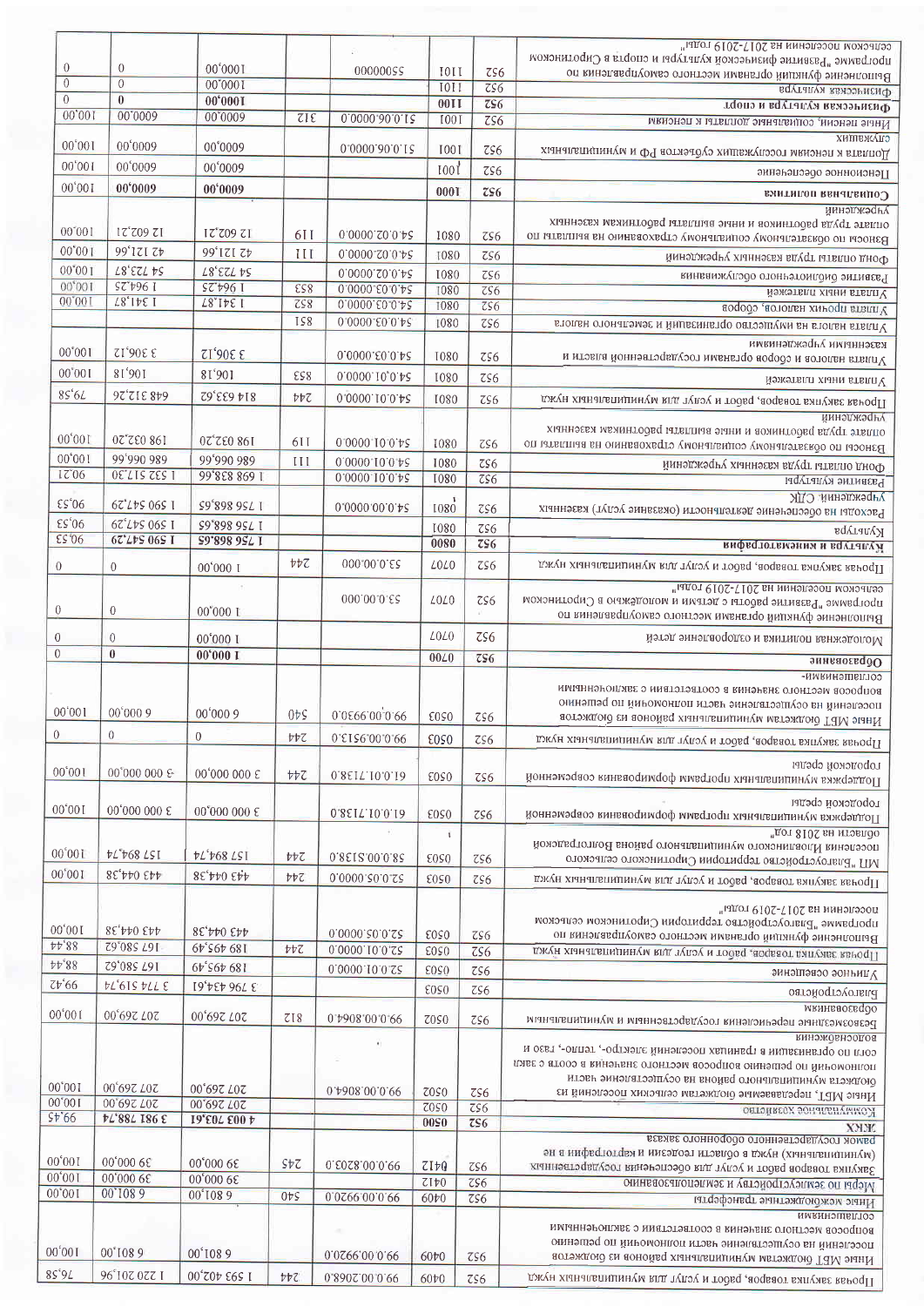| | | | | | | | |
|---|---|---|---|---|---|---|---|
| Прочая закупка товаров, работ и услуг для муниципальных нужд | 952 | 0409 | 99.0.00.2068.0 | 244 | 1 593 402,00 | 1 220 201,96 | 76,58 |
| Иные МБТ бюджетам муниципальных районов из бюджетов поселений на осуществление части полномочий по решению вопросов местного значения в соответствии с заключенными соглашениями | 952 | 0409 | 99.0.00.9920.0 | | 6 801,00 | 6 801,00 | 100,00 |
| Иные межбюджетные трансферты | 952 | 0409 | 99.0.00.9920.0 | 540 | 6 801,00 | 6 801,00 | 100,00 |
| Меры по землеустройству и землепользованию | 952 | 0412 | | | 39 000,00 | 39 000,00 | 100,00 |
| Закупка товаров работ и услуг для обеспечения государственных (муниципальных) нужд в области геодезии и картографии вне рамок государственного оборонного заказа | 952 | 0412 | 99.0.00.8203.0 | 245 | 39 000,00 | 39 000,00 | 100,00 |
| **ЖКХ** | **952** | **0500** | | | **4 003 703,61** | **3 981 788,74** | **99,45** |
| Коммунальное хозяйство | 952 | 0502 | | | 207 269,00 | 207 269,00 | 100,00 |
| Иные МБТ, передаваемые бюджетам сельских поселений из бюджета муниципального района на осуществление части полномочий по решению вопросов местного значения в соотв с закл согл по организации в границах поселений электро-, тепло-, газо и водоснабжения | 952 | 0502 | 99.0.00.8064.0 | | 207 269,00 | 207 269,00 | 100,00 |
| Безвозмездные перечисления государственным и муниципальным организациям | 952 | 0502 | 99.0.00.8064.0 | 812 | 207 269,00 | 207 269,00 | 100,00 |
| Благоустройство | 952 | 0503 | | | 3 796 434,61 | 3 774 519,74 | 99,42 |
| Уличное освещение | 952 | 0503 | 52.0.01.0000.0 | | 189 495,49 | 167 580,62 | 88,44 |
| Прочая закупка товаров, работ и услуг для муниципальных нужд | 952 | 0503 | 52.0.01.0000.0 | 244 | 189 495,49 | 167 580,62 | 88,44 |
| Выполнение функций органами местного самоуправления по программе "Благоустройство территории Сиротинском сельском поселении на 2017-2019 годы" | 952 | 0503 | 52.0.05.0000.0 | | 443 044,38 | 443 044,38 | 100,00 |
| Прочая закупка товаров, работ и услуг для муниципальных нужд | 952 | 0503 | 52.0.05.0000.0 | 244 | 443 044,38 | 443 044,38 | 100,00 |
| МП "Благоустройство территории Сиротинского сельского поселения Иловлинского муниципального района Волгоградской области на 2018 год" | 952 | 0503 | 58.0.05.S138.0 | 244 | 157 894,74 | 157 894,74 | 100,00 |
| Поддержка муниципальных программ формирования современной городской среды | 952 | 0503 | 61.0.01.7138.0 | | 3 000 000,00 | 3 000 000,00 | 100,00 |
| Поддержка муниципальных программ формирования современной городской среды | 952 | 0503 | 61.0.01.7138.0 | 244 | 3 000 000,00 | 3 000 000,00 | 100,00 |
| Прочая закупка товаров, работ и услуг для муниципальных нужд | 952 | 0503 | 99.0.00.S129.0 | 244 | 0 | 0 | 0 |
| Иные МБТ бюджетам муниципальных районов из бюджетов поселений на осуществление части полномочий по решению вопросов местного значения в соответствии с заключенными соглашениями | 952 | 0503 | 99.0.00.9930.0 | 540 | 6 000,00 | 6 000,00 | 100,00 |
| **Образование** | **952** | **0700** | | | **1 000,00** | **0** | 0 |
| Молодежная политика и оздоровление детей | 952 | 0707 | | | 1 000,00 | 0 | 0 |
| Выполнение функций органами местного самоуправления по программе "Развитие работы с детьми и молодёжью в Сиротинском сельском поселении на 2017-2019 годы" | 952 | 0707 | 53.0.00.000 | | 1 000,00 | 0 | 0 |
| Прочая закупка товаров, работ и услуг для муниципальных нужд | 952 | 0707 | 53.0.00.000 | 244 | 1 000,00 | 0 | 0 |
| **Культура и кинематография** | **952** | **0800** | | | **1 756 898,65** | **1 590 547,29** | **90,53** |
| Культура | 952 | 0801 | | | 1 756 898,65 | 1 590 547,29 | 90,53 |
| Расходы на обеспечение деятельности (оказание услуг) казенных учреждений. СДК | 952 | 0801 | 54.0.00.0000.0 | | 1 756 898,65 | 1 590 547,29 | 90,53 |
| Развитие культуры | 952 | 0801 | 54.0.01.0000.0 | | 1 669 838,66 | 1 532 517,30 | 90,21 |
| Фонд оплаты труда казенных учреждений | 952 | 0801 | 54.0.01.0000.0 | 111 | 686 066,66 | 686 066,66 | 100,00 |
| Взносы по обязательному социальному страхованию на выплаты по оплате труда работников и иные выплаты работникам казенных учреждений | 952 | 0801 | 54.0.01.0000.0 | 119 | 198 032,20 | 198 032,20 | 100,00 |
| Прочая закупка товаров, работ и услуг для муниципальных нужд | 952 | 0801 | 54.0.01.0000.0 | 244 | 814 633,62 | 648 312,26 | 79,58 |
| Уплата иных платежей | 952 | 0801 | 54.0.01.0000.0 | 853 | 1 901,18 | 1 901,18 | 100,00 |
| Уплата налогов и сборов органами государственной власти и казенными учреждениями | 952 | 0801 | 54.0.03.0000.0 | | 3 306,12 | 3 306,12 | 100,00 |
| Уплата налога на имущество организаций и земельного налога | 952 | 0801 | 54.0.03.0000.0 | 851 | | | |
| Уплата прочих налогов, сборов | 952 | 0801 | 54.0.03.0000.0 | 852 | 1 341,87 | 1 341,87 | 100,00 |
| Уплата иных платежей | 952 | 0801 | 54.0.03.0000.0 | 853 | 1 964,25 | 1 964,25 | 100,00 |
| Развитие библиотечного обслуживания | 952 | 0801 | 54.0.02.0000.0 | | 54 723,87 | 54 723,87 | 100,00 |
| Фонд оплаты труда казенных учреждений | 952 | 0801 | 54.0.02.0000.0 | 111 | 42 121,66 | 42 121,66 | 100,00 |
| Взносы по обязательному социальному страхованию на выплаты по оплате труда работников и иные выплаты работникам казенных учреждений | 952 | 0801 | 54.0.02.0000.0 | 119 | 12 602,21 | 12 602,21 | 100,00 |
| **Социальная политика** | **952** | **1000** | | | **6000,00** | **6000,00** | 100,00 |
| Пенсионное обеспечение | 952 | 1001 | | | 6000,00 | 6000,00 | 100,00 |
| Доплата к пенсиям госслужащих субъектов РФ и муниципальных служащих | 952 | 1001 | 51.0.06.0000.0 | | 6000,00 | 6000,00 | 100,00 |
| Иные пенсии, социальные доплаты к пенсиям | 952 | 1001 | 51.0.06.0000.0 | 312 | 6000,00 | 6000,00 | 100,00 |
| **Физическая культура и спорт** | **952** | **1100** | | | **1000,00** | **0** | 0 |
| Физическая культура | 952 | 1101 | | | 1000,00 | 0 | 0 |
| Выполнение функций органами местного самоуправления по программе "Развитие физической культуры и спорта в Сиротинском сельском поселении на 2017-2019 годы" | 952 | 1101 | 55000000 | | 1000,00 | 0 | 0 |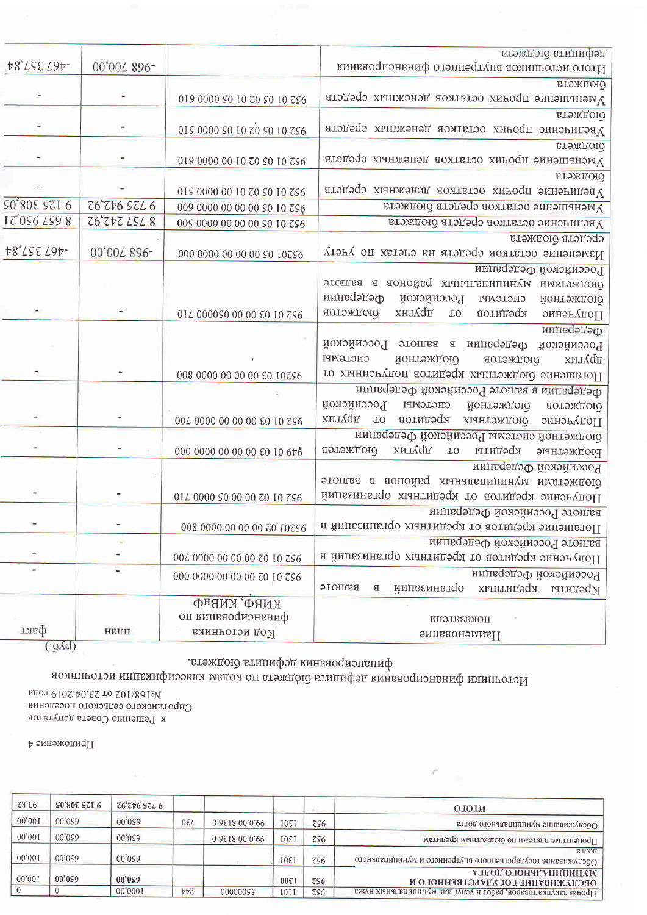| | | | | | | | | |
|---|---|---|---|---|---|---|---|---|
| Прочая закупка товаров, работ и услуг для муниципальных нужд | 952 | 1101 | 55000000 | 244 | | 1000,00 | 0 | 0 |
| ОБСЛУЖИВАНИЕ ГОСУДАРСТВЕННОГО И МУНИЦИПАЛЬНОГО ДОЛГА | 952 | 1300 | | | | 650,00 | 650,00 | 100,00 |
| Обслуживание государственного внутреннего и муниципального долга | 952 | 1301 | | | | 650,00 | 650,00 | 100,00 |
| Процентные платежи по бюджетным кредитам | 952 | 1301 | 99.0.00.81360 | | | 650,00 | 650,00 | 100,00 |
| Обслуживание муниципального долга | 952 | 1301 | 99.0.00.81360 | 730 | | 650,00 | 650,00 | 100,00 |
| ИТОГО | | | | | | 9 725 942,92 | 9 125 308,05 | 93,82 |

Приложение 4

к Решению Совета депутатов Сиротинского сельского поселения №168/102 от 23.04.2019 года

Источники финансирования дефицита бюджета по кодам классификации источников финансирования дефицита бюджета.

(руб.)

| Наименование показателя | Код источника финансирования по КИВФ, КИВнФ | план | факт |
|---|---|---|---|
| Кредиты кредитных организаций в валюте Российской Федерации | 952 01 02 00 00 00 0000 000 | - | - |
| Получение кредитов от кредитных организаций в валюте Российской Федерации | 952 01 02 00 00 00 0000 700 | - | - |
| Погашение кредитов от кредитных организаций в валюте Российской Федерации | 95201 02 00 00 00 0000 800 | - | - |
| Получение кредитов от кредитных организаций бюджетам муниципальных районов в валюте Российской Федерации | 952 01 02 00 00 05 0000 710 | - | - |
| Бюджетные кредиты от других бюджетов бюджетной системы Российской Федерации | 949 01 03 00 00 00 0000 000 | - | - |
| Получение бюджетных кредитов от других бюджетов бюджетной системы Российской Федерации в валюте Российской Федерации | 952 01 03 00 00 00 0000 700 | - | - |
| Погашение бюджетных кредитов полученных от других бюджетов бюджетной системы Российской Федерации в валюте Российской Федерации | 95201 03 00 00 00 0000 800 | - | - |
| Получение кредитов от других бюджетов бюджетной системы Российской Федерации бюджетам муниципальных районов в валюте Российской Федерации | 952 01 03 00 00 050000 710 | - | - |
| Изменение остатков средств на счетах по учету средств бюджета | 95201 05 00 00 00 0000 000 | -968 700,00 | -467 357,84 |
| Увеличение остатков средств бюджета | 952 01 05 00 00 00 0000 500 | 8 757 242,92 | 8 657 950,21 |
| Уменьшение остатков средств бюджета | 952 01 05 00 00 00 0000 600 | 9 725 942,92 | 9 125 308,05 |
| Увеличение прочих остатков денежных средств бюджета | 952 01 05 02 01 00 0000 510 | - | - |
| Уменьшение прочих остатков денежных средств бюджета | 952 01 05 02 01 00 0000 610 | - | - |
| Увеличение прочих остатков денежных средств бюджета | 952 01 05 02 01 05 0000 510 | - | - |
| Уменьшение прочих остатков денежных средств бюджета | 952 01 05 02 01 05 0000 610 | - | - |
| Итого источников внутреннего финансирования дефицита бюджета | | -968 700,00 | -467 357,84 |